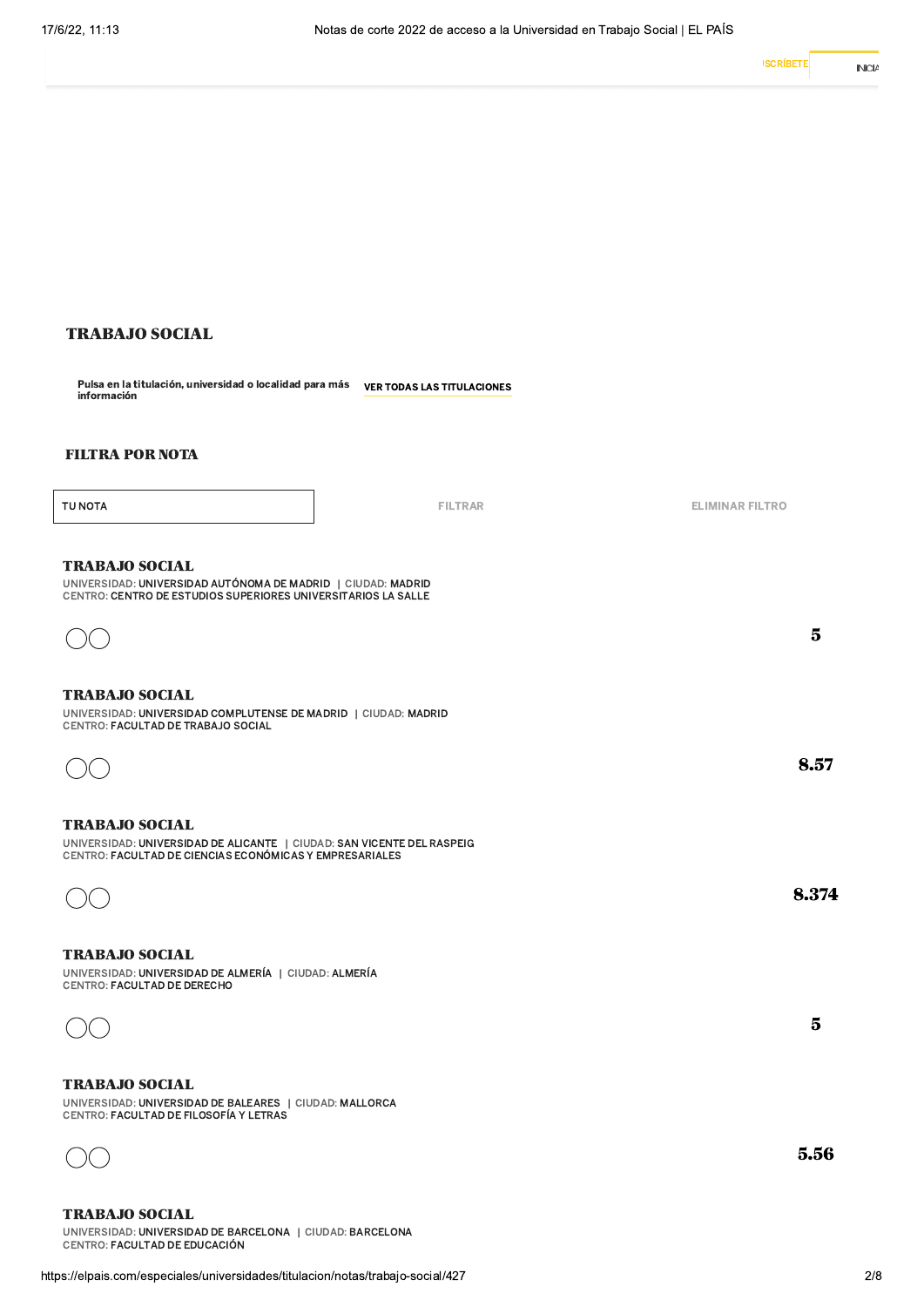## TRABAJO SOCIAL

Pulsa en la titulación, universidad o localidad para más información

VER TODAS LAS TITULACIONES

### FILTRA POR NOTA

TU NOTA

FILTRAR

ELIMINAR FILTRO

### TRABAJO SOCIAL

UNIVERSIDAD: UNIVERSIDAD AUTÓNOMA DE MADRID | CIUDAD: MADRID
CENTRO: CENTRO DE ESTUDIOS SUPERIORES UNIVERSITARIOS LA SALLE

**5**

### TRABAJO SOCIAL

UNIVERSIDAD: UNIVERSIDAD COMPLUTENSE DE MADRID | CIUDAD: MADRID
CENTRO: FACULTAD DE TRABAJO SOCIAL

**8.57**

### TRABAJO SOCIAL

UNIVERSIDAD: UNIVERSIDAD DE ALICANTE | CIUDAD: SAN VICENTE DEL RASPEIG
CENTRO: FACULTAD DE CIENCIAS ECONÓMICAS Y EMPRESARIALES

**8.374**

### TRABAJO SOCIAL

UNIVERSIDAD: UNIVERSIDAD DE ALMERÍA | CIUDAD: ALMERÍA
CENTRO: FACULTAD DE DERECHO

**5**

### TRABAJO SOCIAL

UNIVERSIDAD: UNIVERSIDAD DE BALEARES | CIUDAD: MALLORCA
CENTRO: FACULTAD DE FILOSOFÍA Y LETRAS

**5.56**

### TRABAJO SOCIAL

UNIVERSIDAD: UNIVERSIDAD DE BARCELONA | CIUDAD: BARCELONA
CENTRO: FACULTAD DE EDUCACIÓN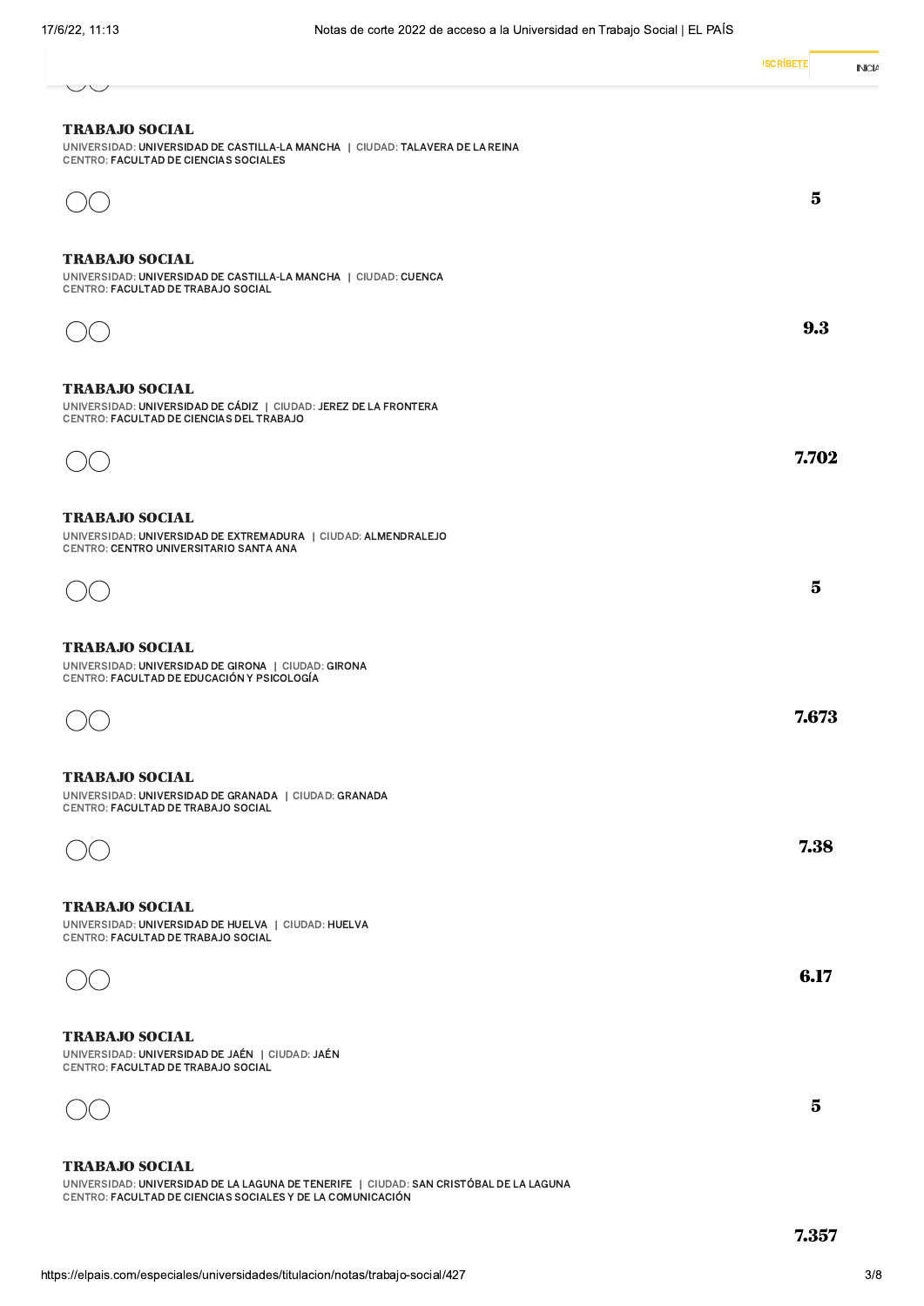### TRABAJO SOCIAL

UNIVERSIDAD: **UNIVERSIDAD DE CASTILLA-LA MANCHA** | CIUDAD: **TALAVERA DE LA REINA**
CENTRO: **FACULTAD DE CIENCIAS SOCIALES**

**5**

### TRABAJO SOCIAL

UNIVERSIDAD: **UNIVERSIDAD DE CASTILLA-LA MANCHA** | CIUDAD: **CUENCA**
CENTRO: **FACULTAD DE TRABAJO SOCIAL**

**9.3**

### TRABAJO SOCIAL

UNIVERSIDAD: **UNIVERSIDAD DE CÁDIZ** | CIUDAD: **JEREZ DE LA FRONTERA**
CENTRO: **FACULTAD DE CIENCIAS DEL TRABAJO**

**7.702**

### TRABAJO SOCIAL

UNIVERSIDAD: **UNIVERSIDAD DE EXTREMADURA** | CIUDAD: **ALMENDRALEJO**
CENTRO: **CENTRO UNIVERSITARIO SANTA ANA**

**5**

### TRABAJO SOCIAL

UNIVERSIDAD: **UNIVERSIDAD DE GIRONA** | CIUDAD: **GIRONA**
CENTRO: **FACULTAD DE EDUCACIÓN Y PSICOLOGÍA**

**7.673**

### TRABAJO SOCIAL

UNIVERSIDAD: **UNIVERSIDAD DE GRANADA** | CIUDAD: **GRANADA**
CENTRO: **FACULTAD DE TRABAJO SOCIAL**

**7.38**

### TRABAJO SOCIAL

UNIVERSIDAD: **UNIVERSIDAD DE HUELVA** | CIUDAD: **HUELVA**
CENTRO: **FACULTAD DE TRABAJO SOCIAL**

**6.17**

### TRABAJO SOCIAL

UNIVERSIDAD: **UNIVERSIDAD DE JAÉN** | CIUDAD: **JAÉN**
CENTRO: **FACULTAD DE TRABAJO SOCIAL**

**5**

### TRABAJO SOCIAL

UNIVERSIDAD: **UNIVERSIDAD DE LA LAGUNA DE TENERIFE** | CIUDAD: **SAN CRISTÓBAL DE LA LAGUNA**
CENTRO: **FACULTAD DE CIENCIAS SOCIALES Y DE LA COMUNICACIÓN**

**7.357**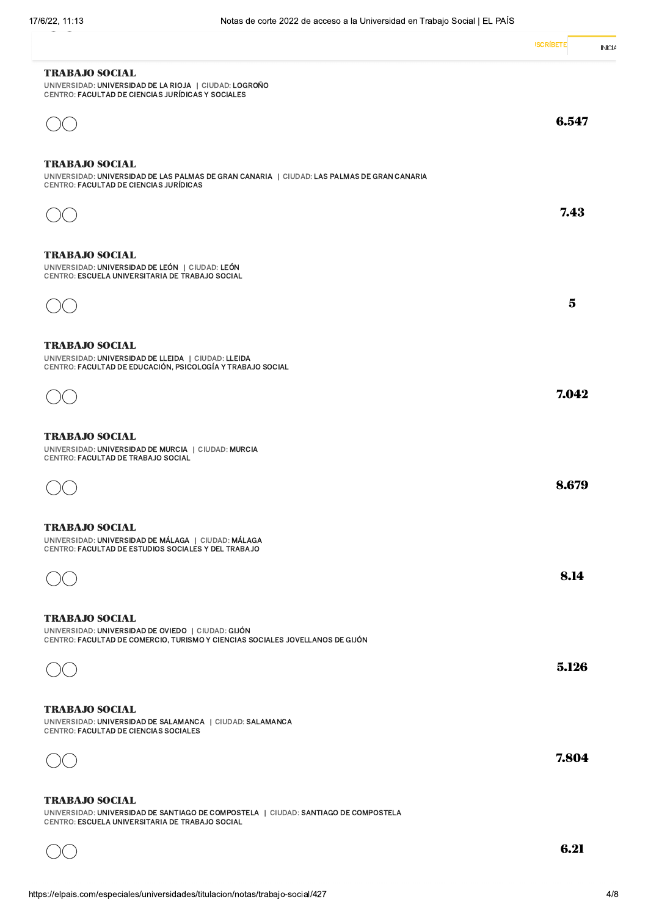### TRABAJO SOCIAL

UNIVERSIDAD: **UNIVERSIDAD DE LA RIOJA** | CIUDAD: **LOGROÑO**
CENTRO: **FACULTAD DE CIENCIAS JURÍDICAS Y SOCIALES**

**6.547**

### TRABAJO SOCIAL

UNIVERSIDAD: **UNIVERSIDAD DE LAS PALMAS DE GRAN CANARIA** | CIUDAD: **LAS PALMAS DE GRAN CANARIA**
CENTRO: **FACULTAD DE CIENCIAS JURÍDICAS**

**7.43**

### TRABAJO SOCIAL

UNIVERSIDAD: **UNIVERSIDAD DE LEÓN** | CIUDAD: **LEÓN**
CENTRO: **ESCUELA UNIVERSITARIA DE TRABAJO SOCIAL**

**5**

### TRABAJO SOCIAL

UNIVERSIDAD: **UNIVERSIDAD DE LLEIDA** | CIUDAD: **LLEIDA**
CENTRO: **FACULTAD DE EDUCACIÓN, PSICOLOGÍA Y TRABAJO SOCIAL**

**7.042**

### TRABAJO SOCIAL

UNIVERSIDAD: **UNIVERSIDAD DE MURCIA** | CIUDAD: **MURCIA**
CENTRO: **FACULTAD DE TRABAJO SOCIAL**

**8.679**

### TRABAJO SOCIAL

UNIVERSIDAD: **UNIVERSIDAD DE MÁLAGA** | CIUDAD: **MÁLAGA**
CENTRO: **FACULTAD DE ESTUDIOS SOCIALES Y DEL TRABAJO**

**8.14**

### TRABAJO SOCIAL

UNIVERSIDAD: **UNIVERSIDAD DE OVIEDO** | CIUDAD: **GIJÓN**
CENTRO: **FACULTAD DE COMERCIO, TURISMO Y CIENCIAS SOCIALES JOVELLANOS DE GIJÓN**

**5.126**

### TRABAJO SOCIAL

UNIVERSIDAD: **UNIVERSIDAD DE SALAMANCA** | CIUDAD: **SALAMANCA**
CENTRO: **FACULTAD DE CIENCIAS SOCIALES**

**7.804**

### TRABAJO SOCIAL

UNIVERSIDAD: **UNIVERSIDAD DE SANTIAGO DE COMPOSTELA** | CIUDAD: **SANTIAGO DE COMPOSTELA**
CENTRO: **ESCUELA UNIVERSITARIA DE TRABAJO SOCIAL**

**6.21**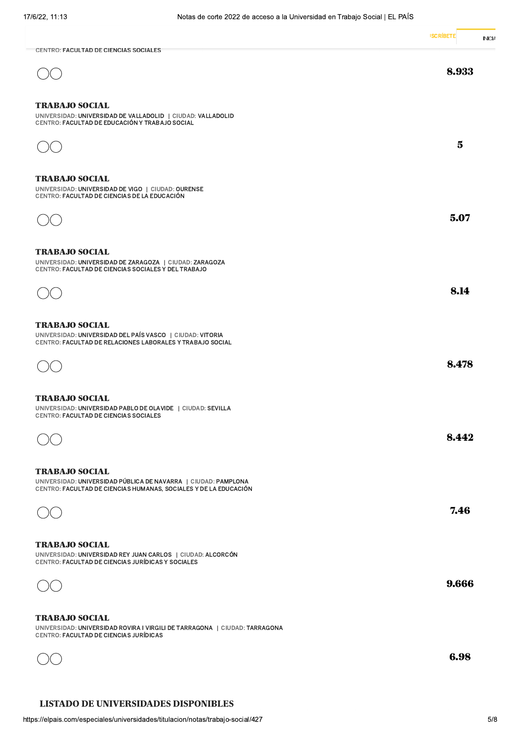CENTRO: FACULTAD DE CIENCIAS SOCIALES

8.933

### TRABAJO SOCIAL

UNIVERSIDAD: UNIVERSIDAD DE VALLADOLID | CIUDAD: VALLADOLID
CENTRO: FACULTAD DE EDUCACIÓN Y TRABAJO SOCIAL

5

### TRABAJO SOCIAL

UNIVERSIDAD: UNIVERSIDAD DE VIGO | CIUDAD: OURENSE
CENTRO: FACULTAD DE CIENCIAS DE LA EDUCACIÓN

5.07

### TRABAJO SOCIAL

UNIVERSIDAD: UNIVERSIDAD DE ZARAGOZA | CIUDAD: ZARAGOZA
CENTRO: FACULTAD DE CIENCIAS SOCIALES Y DEL TRABAJO

8.14

### TRABAJO SOCIAL

UNIVERSIDAD: UNIVERSIDAD DEL PAÍS VASCO | CIUDAD: VITORIA
CENTRO: FACULTAD DE RELACIONES LABORALES Y TRABAJO SOCIAL

8.478

### TRABAJO SOCIAL

UNIVERSIDAD: UNIVERSIDAD PABLO DE OLAVIDE | CIUDAD: SEVILLA
CENTRO: FACULTAD DE CIENCIAS SOCIALES

8.442

### TRABAJO SOCIAL

UNIVERSIDAD: UNIVERSIDAD PÚBLICA DE NAVARRA | CIUDAD: PAMPLONA
CENTRO: FACULTAD DE CIENCIAS HUMANAS, SOCIALES Y DE LA EDUCACIÓN

7.46

### TRABAJO SOCIAL

UNIVERSIDAD: UNIVERSIDAD REY JUAN CARLOS | CIUDAD: ALCORCÓN
CENTRO: FACULTAD DE CIENCIAS JURÍDICAS Y SOCIALES

9.666

### TRABAJO SOCIAL

UNIVERSIDAD: UNIVERSIDAD ROVIRA I VIRGILI DE TARRAGONA | CIUDAD: TARRAGONA
CENTRO: FACULTAD DE CIENCIAS JURÍDICAS

6.98

## LISTADO DE UNIVERSIDADES DISPONIBLES